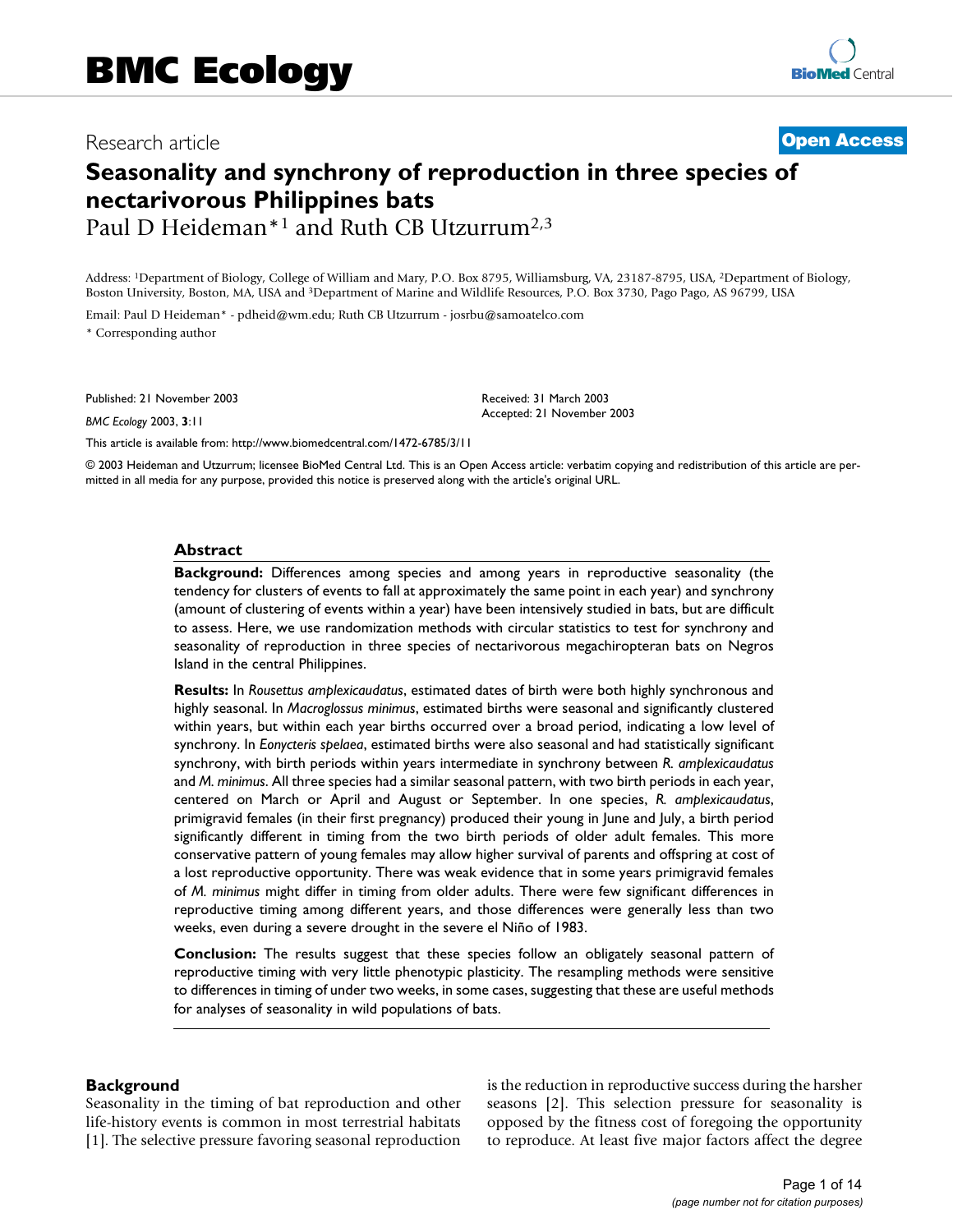# Seasonality and synchrony of reproduction in three species of nectarivorous Philippines bats

Paul D Heideman*[1] and Ruth CB Utzurrum[2,3]

Address: [1]Department of Biology, College of William and Mary, P.O. Box 8795, Williamsburg, VA, 23187-8795, USA, [2]Department of Biology, Boston University, Boston, MA, USA and [3]Department of Marine and Wildlife Resources, P.O. Box 3730, Pago Pago, AS 96799, USA

Email: Paul D Heideman* - pdheid@wm.edu; Ruth CB Utzurrum - josrbu@samoatelco.com

\* Corresponding author

Research article — Open Access

Published: 21 November 2003

*BMC Ecology* 2003, **3**:11

Received: 31 March 2003
Accepted: 21 November 2003

This article is available from: http://www.biomedcentral.com/1472-6785/3/11

© 2003 Heideman and Utzurrum; licensee BioMed Central Ltd. This is an Open Access article: verbatim copying and redistribution of this article are permitted in all media for any purpose, provided this notice is preserved along with the article's original URL.

## Abstract

**Background:** Differences among species and among years in reproductive seasonality (the tendency for clusters of events to fall at approximately the same point in each year) and synchrony (amount of clustering of events within a year) have been intensively studied in bats, but are difficult to assess. Here, we use randomization methods with circular statistics to test for synchrony and seasonality of reproduction in three species of nectarivorous megachiropteran bats on Negros Island in the central Philippines.

**Results:** In *Rousettus amplexicaudatus*, estimated dates of birth were both highly synchronous and highly seasonal. In *Macroglossus minimus*, estimated births were seasonal and significantly clustered within years, but within each year births occurred over a broad period, indicating a low level of synchrony. In *Eonycteris spelaea*, estimated births were also seasonal and had statistically significant synchrony, with birth periods within years intermediate in synchrony between *R. amplexicaudatus* and *M. minimus*. All three species had a similar seasonal pattern, with two birth periods in each year, centered on March or April and August or September. In one species, *R. amplexicaudatus*, primigravid females (in their first pregnancy) produced their young in June and July, a birth period significantly different in timing from the two birth periods of older adult females. This more conservative pattern of young females may allow higher survival of parents and offspring at cost of a lost reproductive opportunity. There was weak evidence that in some years primigravid females of *M. minimus* might differ in timing from older adults. There were few significant differences in reproductive timing among different years, and those differences were generally less than two weeks, even during a severe drought in the severe el Niño of 1983.

**Conclusion:** The results suggest that these species follow an obligately seasonal pattern of reproductive timing with very little phenotypic plasticity. The resampling methods were sensitive to differences in timing of under two weeks, in some cases, suggesting that these are useful methods for analyses of seasonality in wild populations of bats.

## Background

Seasonality in the timing of bat reproduction and other life-history events is common in most terrestrial habitats [1]. The selective pressure favoring seasonal reproduction is the reduction in reproductive success during the harsher seasons [2]. This selection pressure for seasonality is opposed by the fitness cost of foregoing the opportunity to reproduce. At least five major factors affect the degree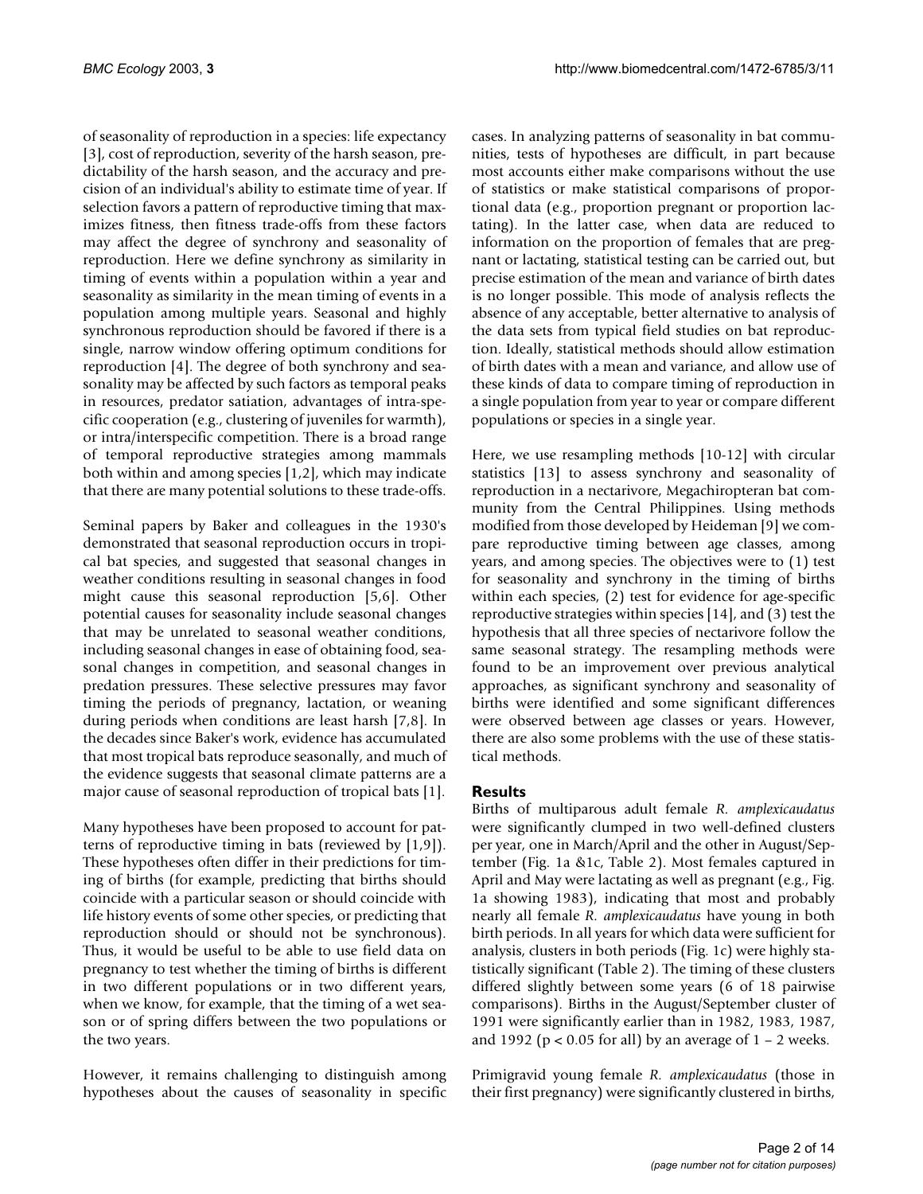of seasonality of reproduction in a species: life expectancy [3], cost of reproduction, severity of the harsh season, predictability of the harsh season, and the accuracy and precision of an individual's ability to estimate time of year. If selection favors a pattern of reproductive timing that maximizes fitness, then fitness trade-offs from these factors may affect the degree of synchrony and seasonality of reproduction. Here we define synchrony as similarity in timing of events within a population within a year and seasonality as similarity in the mean timing of events in a population among multiple years. Seasonal and highly synchronous reproduction should be favored if there is a single, narrow window offering optimum conditions for reproduction [4]. The degree of both synchrony and seasonality may be affected by such factors as temporal peaks in resources, predator satiation, advantages of intra-specific cooperation (e.g., clustering of juveniles for warmth), or intra/interspecific competition. There is a broad range of temporal reproductive strategies among mammals both within and among species [1,2], which may indicate that there are many potential solutions to these trade-offs.

Seminal papers by Baker and colleagues in the 1930's demonstrated that seasonal reproduction occurs in tropical bat species, and suggested that seasonal changes in weather conditions resulting in seasonal changes in food might cause this seasonal reproduction [5,6]. Other potential causes for seasonality include seasonal changes that may be unrelated to seasonal weather conditions, including seasonal changes in ease of obtaining food, seasonal changes in competition, and seasonal changes in predation pressures. These selective pressures may favor timing the periods of pregnancy, lactation, or weaning during periods when conditions are least harsh [7,8]. In the decades since Baker's work, evidence has accumulated that most tropical bats reproduce seasonally, and much of the evidence suggests that seasonal climate patterns are a major cause of seasonal reproduction of tropical bats [1].

Many hypotheses have been proposed to account for patterns of reproductive timing in bats (reviewed by [1,9]). These hypotheses often differ in their predictions for timing of births (for example, predicting that births should coincide with a particular season or should coincide with life history events of some other species, or predicting that reproduction should or should not be synchronous). Thus, it would be useful to be able to use field data on pregnancy to test whether the timing of births is different in two different populations or in two different years, when we know, for example, that the timing of a wet season or of spring differs between the two populations or the two years.

However, it remains challenging to distinguish among hypotheses about the causes of seasonality in specific cases. In analyzing patterns of seasonality in bat communities, tests of hypotheses are difficult, in part because most accounts either make comparisons without the use of statistics or make statistical comparisons of proportional data (e.g., proportion pregnant or proportion lactating). In the latter case, when data are reduced to information on the proportion of females that are pregnant or lactating, statistical testing can be carried out, but precise estimation of the mean and variance of birth dates is no longer possible. This mode of analysis reflects the absence of any acceptable, better alternative to analysis of the data sets from typical field studies on bat reproduction. Ideally, statistical methods should allow estimation of birth dates with a mean and variance, and allow use of these kinds of data to compare timing of reproduction in a single population from year to year or compare different populations or species in a single year.

Here, we use resampling methods [10-12] with circular statistics [13] to assess synchrony and seasonality of reproduction in a nectarivore, Megachiropteran bat community from the Central Philippines. Using methods modified from those developed by Heideman [9] we compare reproductive timing between age classes, among years, and among species. The objectives were to (1) test for seasonality and synchrony in the timing of births within each species, (2) test for evidence for age-specific reproductive strategies within species [14], and (3) test the hypothesis that all three species of nectarivore follow the same seasonal strategy. The resampling methods were found to be an improvement over previous analytical approaches, as significant synchrony and seasonality of births were identified and some significant differences were observed between age classes or years. However, there are also some problems with the use of these statistical methods.

## Results

Births of multiparous adult female *R. amplexicaudatus* were significantly clumped in two well-defined clusters per year, one in March/April and the other in August/September (Fig. 1a &1c, Table 2). Most females captured in April and May were lactating as well as pregnant (e.g., Fig. 1a showing 1983), indicating that most and probably nearly all female *R. amplexicaudatus* have young in both birth periods. In all years for which data were sufficient for analysis, clusters in both periods (Fig. 1c) were highly statistically significant (Table 2). The timing of these clusters differed slightly between some years (6 of 18 pairwise comparisons). Births in the August/September cluster of 1991 were significantly earlier than in 1982, 1983, 1987, and 1992 ($p < 0.05$ for all) by an average of 1 – 2 weeks.

Primigravid young female *R. amplexicaudatus* (those in their first pregnancy) were significantly clustered in births,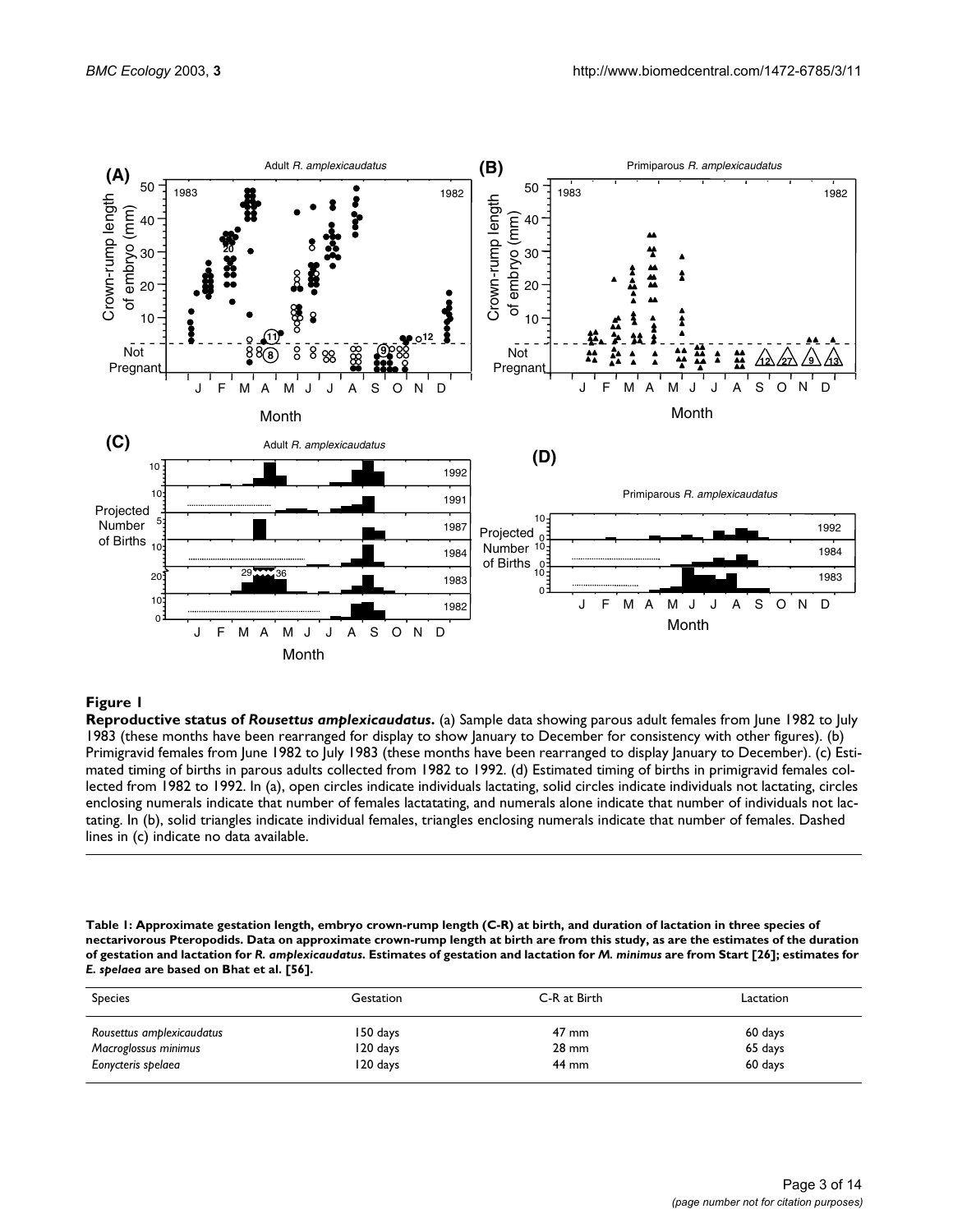**Figure 1**

**Reproductive status of *Rousettus amplexicaudatus*.** (a) Sample data showing parous adult females from June 1982 to July 1983 (these months have been rearranged for display to show January to December for consistency with other figures). (b) Primigravid females from June 1982 to July 1983 (these months have been rearranged to display January to December). (c) Estimated timing of births in parous adults collected from 1982 to 1992. (d) Estimated timing of births in primigravid females collected from 1982 to 1992. In (a), open circles indicate individuals lactating, solid circles indicate individuals not lactating, circles enclosing numerals indicate that number of females lactatating, and numerals alone indicate that number of individuals not lactating. In (b), solid triangles indicate individual females, triangles enclosing numerals indicate that number of females. Dashed lines in (c) indicate no data available.

**Table 1: Approximate gestation length, embryo crown-rump length (C-R) at birth, and duration of lactation in three species of nectarivorous Pteropodids. Data on approximate crown-rump length at birth are from this study, as are the estimates of the duration of gestation and lactation for *R. amplexicaudatus*. Estimates of gestation and lactation for *M. minimus* are from Start [26]; estimates for *E. spelaea* are based on Bhat et al. [56].**

| Species | Gestation | C-R at Birth | Lactation |
|---|---|---|---|
| *Rousettus amplexicaudatus* | 150 days | 47 mm | 60 days |
| *Macroglossus minimus* | 120 days | 28 mm | 65 days |
| *Eonycteris spelaea* | 120 days | 44 mm | 60 days |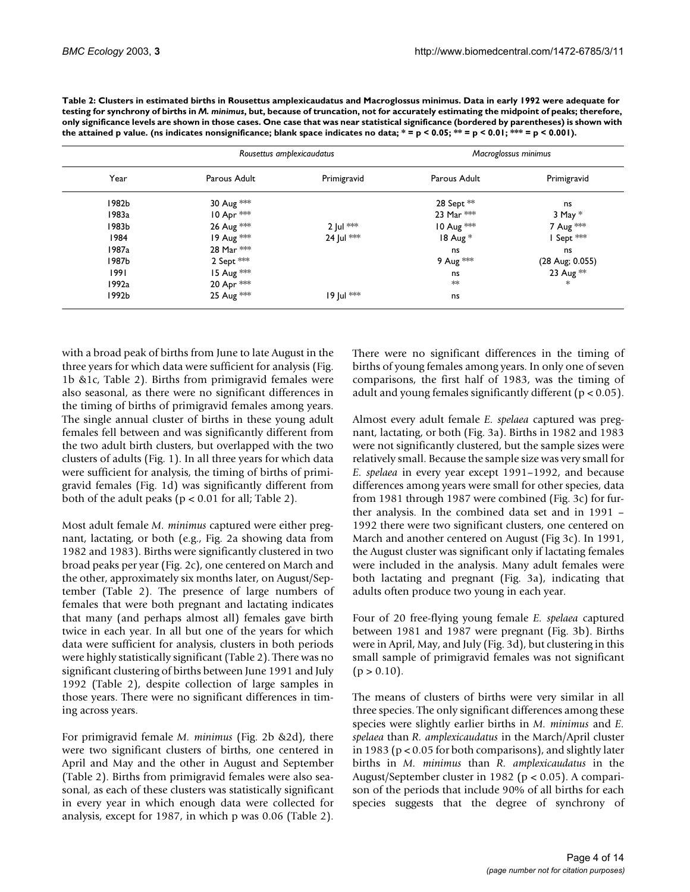**Table 2: Clusters in estimated births in Rousettus amplexicaudatus and Macroglossus minimus. Data in early 1992 were adequate for testing for synchrony of births in *M. minimus*, but, because of truncation, not for accurately estimating the midpoint of peaks; therefore, only significance levels are shown in those cases. One case that was near statistical significance (bordered by parentheses) is shown with the attained p value. (ns indicates nonsignificance; blank space indicates no data; * = p < 0.05; ** = p < 0.01; *** = p < 0.001).**

| | *Rousettus amplexicaudatus* | | *Macroglossus minimus* | |
|---|---|---|---|---|
| Year | Parous Adult | Primigravid | Parous Adult | Primigravid |
| 1982b | 30 Aug *** | | 28 Sept ** | ns |
| 1983a | 10 Apr *** | | 23 Mar *** | 3 May * |
| 1983b | 26 Aug *** | 2 Jul *** | 10 Aug *** | 7 Aug *** |
| 1984 | 19 Aug *** | 24 Jul *** | 18 Aug * | 1 Sept *** |
| 1987a | 28 Mar *** | | ns | ns |
| 1987b | 2 Sept *** | | 9 Aug *** | (28 Aug; 0.055) |
| 1991 | 15 Aug *** | | ns | 23 Aug ** |
| 1992a | 20 Apr *** | | ** | * |
| 1992b | 25 Aug *** | 19 Jul *** | ns | |

with a broad peak of births from June to late August in the three years for which data were sufficient for analysis (Fig. 1b &1c, Table 2). Births from primigravid females were also seasonal, as there were no significant differences in the timing of births of primigravid females among years. The single annual cluster of births in these young adult females fell between and was significantly different from the two adult birth clusters, but overlapped with the two clusters of adults (Fig. 1). In all three years for which data were sufficient for analysis, the timing of births of primigravid females (Fig. 1d) was significantly different from both of the adult peaks ($p < 0.01$ for all; Table 2).

Most adult female *M. minimus* captured were either pregnant, lactating, or both (e.g., Fig. 2a showing data from 1982 and 1983). Births were significantly clustered in two broad peaks per year (Fig. 2c), one centered on March and the other, approximately six months later, on August/September (Table 2). The presence of large numbers of females that were both pregnant and lactating indicates that many (and perhaps almost all) females gave birth twice in each year. In all but one of the years for which data were sufficient for analysis, clusters in both periods were highly statistically significant (Table 2). There was no significant clustering of births between June 1991 and July 1992 (Table 2), despite collection of large samples in those years. There were no significant differences in timing across years.

For primigravid female *M. minimus* (Fig. 2b &2d), there were two significant clusters of births, one centered in April and May and the other in August and September (Table 2). Births from primigravid females were also seasonal, as each of these clusters was statistically significant in every year in which enough data were collected for analysis, except for 1987, in which p was 0.06 (Table 2). There were no significant differences in the timing of births of young females among years. In only one of seven comparisons, the first half of 1983, was the timing of adult and young females significantly different ($p < 0.05$).

Almost every adult female *E. spelaea* captured was pregnant, lactating, or both (Fig. 3a). Births in 1982 and 1983 were not significantly clustered, but the sample sizes were relatively small. Because the sample size was very small for *E. spelaea* in every year except 1991–1992, and because differences among years were small for other species, data from 1981 through 1987 were combined (Fig. 3c) for further analysis. In the combined data set and in 1991 – 1992 there were two significant clusters, one centered on March and another centered on August (Fig 3c). In 1991, the August cluster was significant only if lactating females were included in the analysis. Many adult females were both lactating and pregnant (Fig. 3a), indicating that adults often produce two young in each year.

Four of 20 free-flying young female *E. spelaea* captured between 1981 and 1987 were pregnant (Fig. 3b). Births were in April, May, and July (Fig. 3d), but clustering in this small sample of primigravid females was not significant ($p > 0.10$).

The means of clusters of births were very similar in all three species. The only significant differences among these species were slightly earlier births in *M. minimus* and *E. spelaea* than *R. amplexicaudatus* in the March/April cluster in 1983 ($p < 0.05$ for both comparisons), and slightly later births in *M. minimus* than *R. amplexicaudatus* in the August/September cluster in 1982 ($p < 0.05$). A comparison of the periods that include 90% of all births for each species suggests that the degree of synchrony of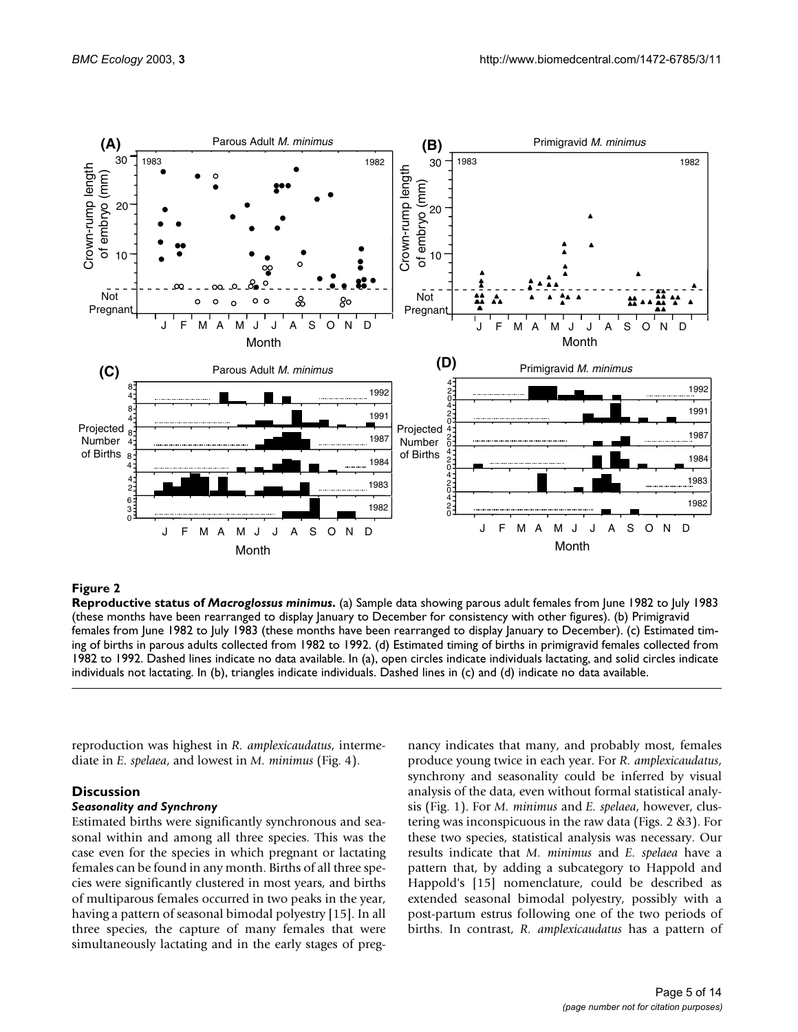**Figure 2**

**Reproductive status of *Macroglossus minimus*.** (a) Sample data showing parous adult females from June 1982 to July 1983 (these months have been rearranged to display January to December for consistency with other figures). (b) Primigravid females from June 1982 to July 1983 (these months have been rearranged to display January to December). (c) Estimated timing of births in parous adults collected from 1982 to 1992. (d) Estimated timing of births in primigravid females collected from 1982 to 1992. Dashed lines indicate no data available. In (a), open circles indicate individuals lactating, and solid circles indicate individuals not lactating. In (b), triangles indicate individuals. Dashed lines in (c) and (d) indicate no data available.

reproduction was highest in *R. amplexicaudatus*, intermediate in *E. spelaea*, and lowest in *M. minimus* (Fig. 4).

## Discussion

### *Seasonality and Synchrony*

Estimated births were significantly synchronous and seasonal within and among all three species. This was the case even for the species in which pregnant or lactating females can be found in any month. Births of all three species were significantly clustered in most years, and births of multiparous females occurred in two peaks in the year, having a pattern of seasonal bimodal polyestry [15]. In all three species, the capture of many females that were simultaneously lactating and in the early stages of pregnancy indicates that many, and probably most, females produce young twice in each year. For *R. amplexicaudatus*, synchrony and seasonality could be inferred by visual analysis of the data, even without formal statistical analysis (Fig. 1). For *M. minimus* and *E. spelaea*, however, clustering was inconspicuous in the raw data (Figs. 2 &3). For these two species, statistical analysis was necessary. Our results indicate that *M. minimus* and *E. spelaea* have a pattern that, by adding a subcategory to Happold and Happold's [15] nomenclature, could be described as extended seasonal bimodal polyestry, possibly with a post-partum estrus following one of the two periods of births. In contrast, *R. amplexicaudatus* has a pattern of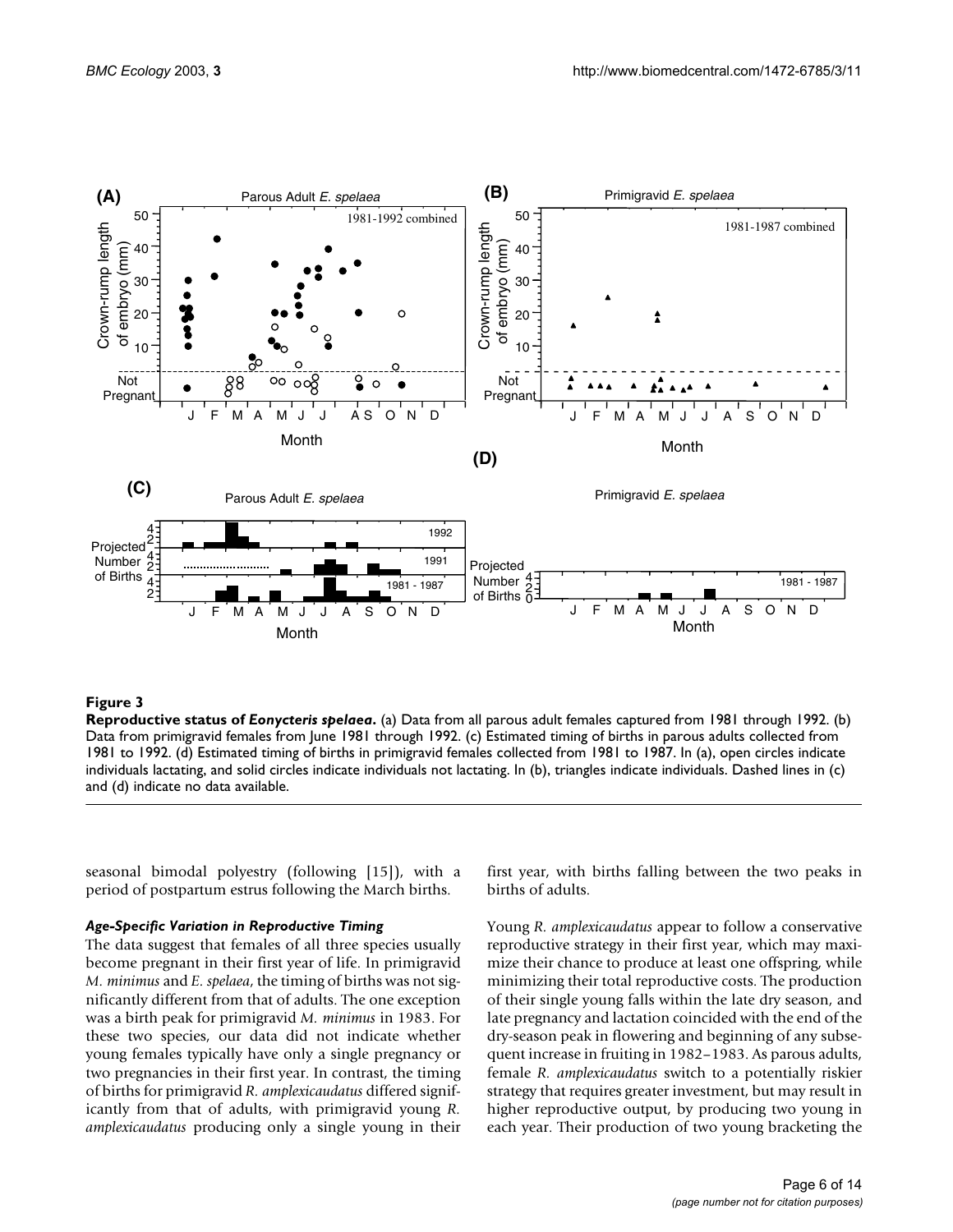**Figure 3**

**Reproductive status of *Eonycteris spelaea*.** (a) Data from all parous adult females captured from 1981 through 1992. (b) Data from primigravid females from June 1981 through 1992. (c) Estimated timing of births in parous adults collected from 1981 to 1992. (d) Estimated timing of births in primigravid females collected from 1981 to 1987. In (a), open circles indicate individuals lactating, and solid circles indicate individuals not lactating. In (b), triangles indicate individuals. Dashed lines in (c) and (d) indicate no data available.

seasonal bimodal polyestry (following [15]), with a period of postpartum estrus following the March births.

### *Age-Specific Variation in Reproductive Timing*

The data suggest that females of all three species usually become pregnant in their first year of life. In primigravid *M. minimus* and *E. spelaea*, the timing of births was not significantly different from that of adults. The one exception was a birth peak for primigravid *M. minimus* in 1983. For these two species, our data did not indicate whether young females typically have only a single pregnancy or two pregnancies in their first year. In contrast, the timing of births for primigravid *R. amplexicaudatus* differed significantly from that of adults, with primigravid young *R. amplexicaudatus* producing only a single young in their first year, with births falling between the two peaks in births of adults.

Young *R. amplexicaudatus* appear to follow a conservative reproductive strategy in their first year, which may maximize their chance to produce at least one offspring, while minimizing their total reproductive costs. The production of their single young falls within the late dry season, and late pregnancy and lactation coincided with the end of the dry-season peak in flowering and beginning of any subsequent increase in fruiting in 1982–1983. As parous adults, female *R. amplexicaudatus* switch to a potentially riskier strategy that requires greater investment, but may result in higher reproductive output, by producing two young in each year. Their production of two young bracketing the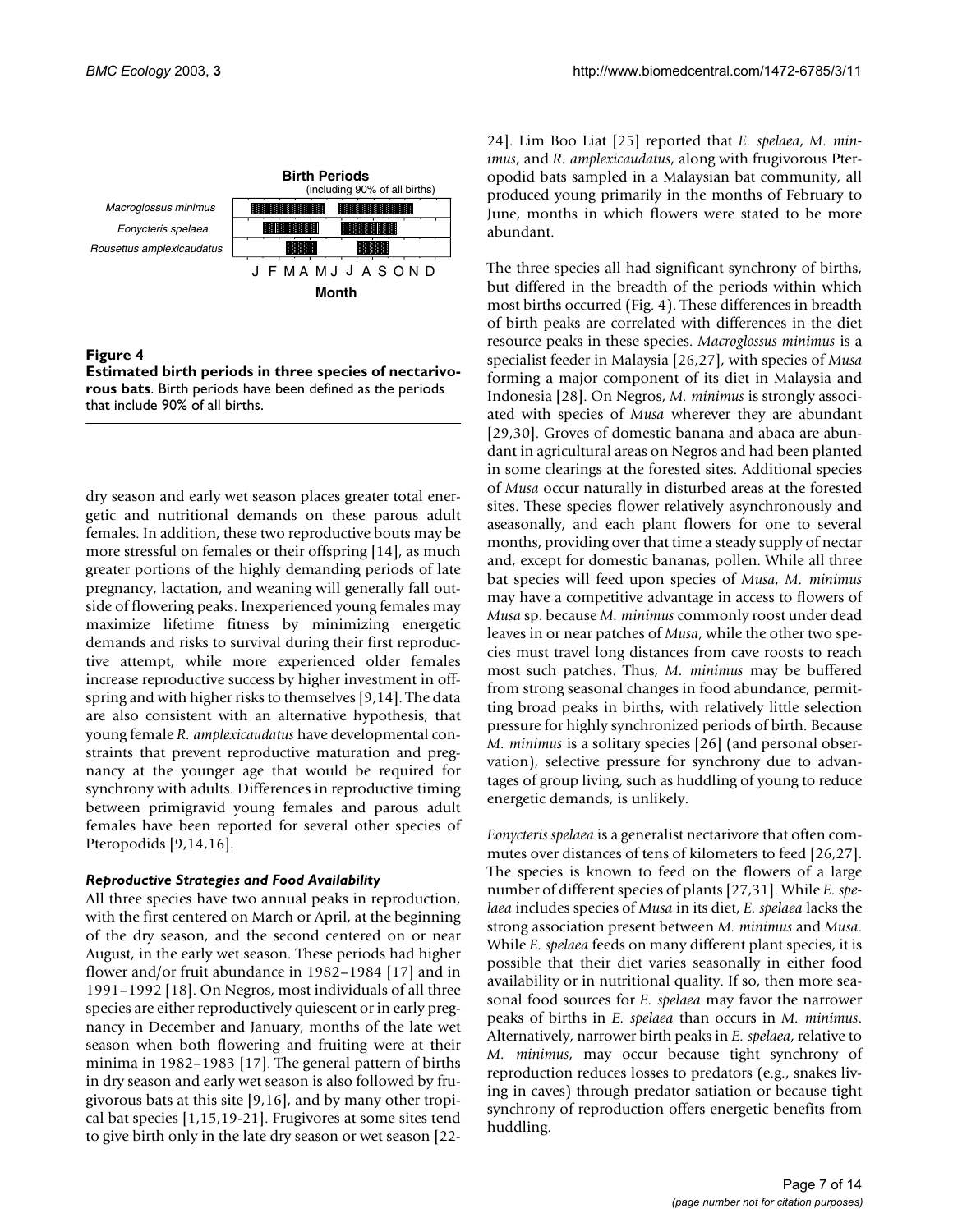**Figure 4**
**Estimated birth periods in three species of nectarivorous bats**. Birth periods have been defined as the periods that include 90% of all births.

dry season and early wet season places greater total energetic and nutritional demands on these parous adult females. In addition, these two reproductive bouts may be more stressful on females or their offspring [14], as much greater portions of the highly demanding periods of late pregnancy, lactation, and weaning will generally fall outside of flowering peaks. Inexperienced young females may maximize lifetime fitness by minimizing energetic demands and risks to survival during their first reproductive attempt, while more experienced older females increase reproductive success by higher investment in offspring and with higher risks to themselves [9,14]. The data are also consistent with an alternative hypothesis, that young female *R. amplexicaudatus* have developmental constraints that prevent reproductive maturation and pregnancy at the younger age that would be required for synchrony with adults. Differences in reproductive timing between primigravid young females and parous adult females have been reported for several other species of Pteropodids [9,14,16].

### *Reproductive Strategies and Food Availability*

All three species have two annual peaks in reproduction, with the first centered on March or April, at the beginning of the dry season, and the second centered on or near August, in the early wet season. These periods had higher flower and/or fruit abundance in 1982–1984 [17] and in 1991–1992 [18]. On Negros, most individuals of all three species are either reproductively quiescent or in early pregnancy in December and January, months of the late wet season when both flowering and fruiting were at their minima in 1982–1983 [17]. The general pattern of births in dry season and early wet season is also followed by frugivorous bats at this site [9,16], and by many other tropical bat species [1,15,19-21]. Frugivores at some sites tend to give birth only in the late dry season or wet season [22-24]. Lim Boo Liat [25] reported that *E. spelaea*, *M. minimus*, and *R. amplexicaudatus*, along with frugivorous Pteropodid bats sampled in a Malaysian bat community, all produced young primarily in the months of February to June, months in which flowers were stated to be more abundant.

The three species all had significant synchrony of births, but differed in the breadth of the periods within which most births occurred (Fig. 4). These differences in breadth of birth peaks are correlated with differences in the diet resource peaks in these species. *Macroglossus minimus* is a specialist feeder in Malaysia [26,27], with species of *Musa* forming a major component of its diet in Malaysia and Indonesia [28]. On Negros, *M. minimus* is strongly associated with species of *Musa* wherever they are abundant [29,30]. Groves of domestic banana and abaca are abundant in agricultural areas on Negros and had been planted in some clearings at the forested sites. Additional species of *Musa* occur naturally in disturbed areas at the forested sites. These species flower relatively asynchronously and aseasonally, and each plant flowers for one to several months, providing over that time a steady supply of nectar and, except for domestic bananas, pollen. While all three bat species will feed upon species of *Musa*, *M. minimus* may have a competitive advantage in access to flowers of *Musa* sp. because *M. minimus* commonly roost under dead leaves in or near patches of *Musa*, while the other two species must travel long distances from cave roosts to reach most such patches. Thus, *M. minimus* may be buffered from strong seasonal changes in food abundance, permitting broad peaks in births, with relatively little selection pressure for highly synchronized periods of birth. Because *M. minimus* is a solitary species [26] (and personal observation), selective pressure for synchrony due to advantages of group living, such as huddling of young to reduce energetic demands, is unlikely.

*Eonycteris spelaea* is a generalist nectarivore that often commutes over distances of tens of kilometers to feed [26,27]. The species is known to feed on the flowers of a large number of different species of plants [27,31]. While *E. spelaea* includes species of *Musa* in its diet, *E. spelaea* lacks the strong association present between *M. minimus* and *Musa*. While *E. spelaea* feeds on many different plant species, it is possible that their diet varies seasonally in either food availability or in nutritional quality. If so, then more seasonal food sources for *E. spelaea* may favor the narrower peaks of births in *E. spelaea* than occurs in *M. minimus*. Alternatively, narrower birth peaks in *E. spelaea*, relative to *M. minimus*, may occur because tight synchrony of reproduction reduces losses to predators (e.g., snakes living in caves) through predator satiation or because tight synchrony of reproduction offers energetic benefits from huddling.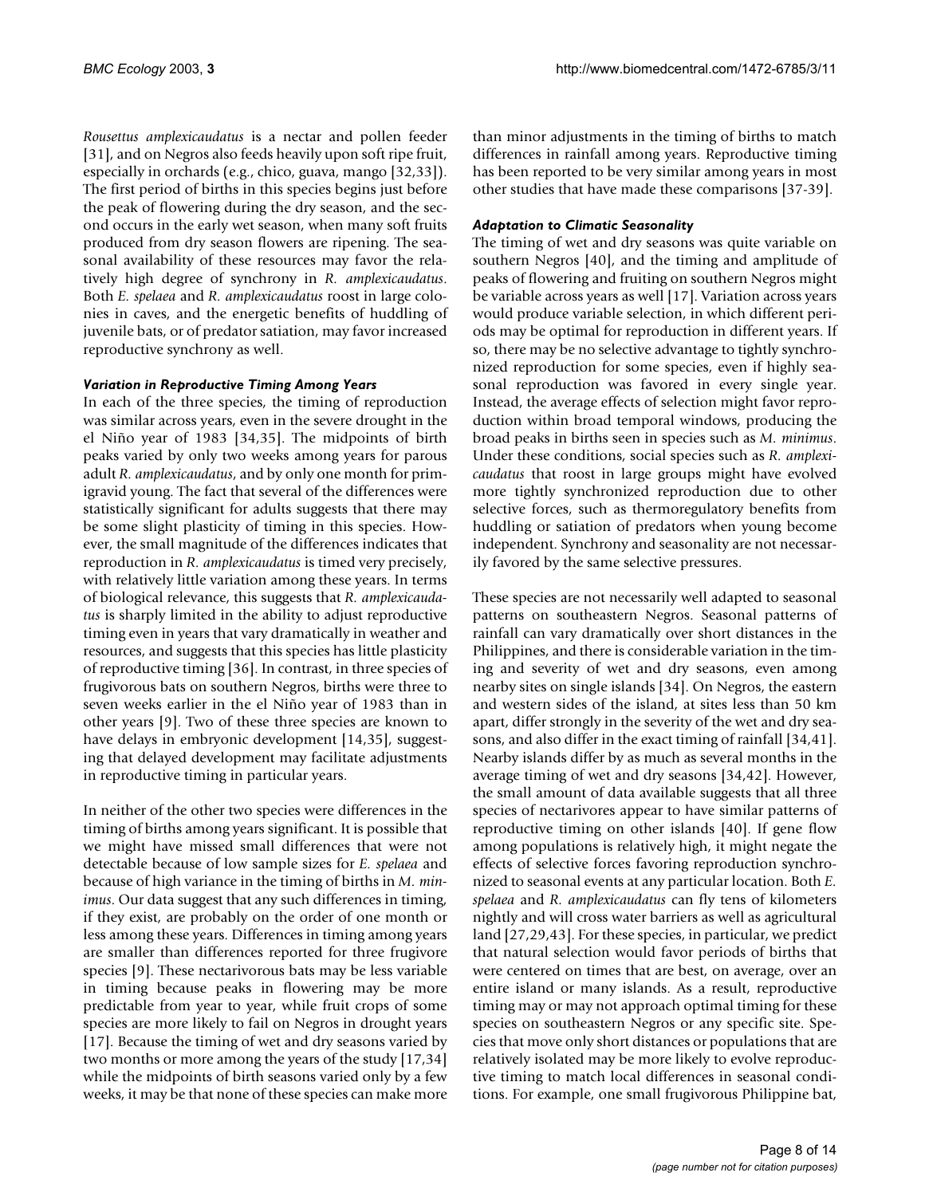*Rousettus amplexicaudatus* is a nectar and pollen feeder [31], and on Negros also feeds heavily upon soft ripe fruit, especially in orchards (e.g., chico, guava, mango [32,33]). The first period of births in this species begins just before the peak of flowering during the dry season, and the second occurs in the early wet season, when many soft fruits produced from dry season flowers are ripening. The seasonal availability of these resources may favor the relatively high degree of synchrony in *R. amplexicaudatus*. Both *E. spelaea* and *R. amplexicaudatus* roost in large colonies in caves, and the energetic benefits of huddling of juvenile bats, or of predator satiation, may favor increased reproductive synchrony as well.

#### *Variation in Reproductive Timing Among Years*

In each of the three species, the timing of reproduction was similar across years, even in the severe drought in the el Niño year of 1983 [34,35]. The midpoints of birth peaks varied by only two weeks among years for parous adult *R. amplexicaudatus*, and by only one month for primigravid young. The fact that several of the differences were statistically significant for adults suggests that there may be some slight plasticity of timing in this species. However, the small magnitude of the differences indicates that reproduction in *R. amplexicaudatus* is timed very precisely, with relatively little variation among these years. In terms of biological relevance, this suggests that *R. amplexicaudatus* is sharply limited in the ability to adjust reproductive timing even in years that vary dramatically in weather and resources, and suggests that this species has little plasticity of reproductive timing [36]. In contrast, in three species of frugivorous bats on southern Negros, births were three to seven weeks earlier in the el Niño year of 1983 than in other years [9]. Two of these three species are known to have delays in embryonic development [14,35], suggesting that delayed development may facilitate adjustments in reproductive timing in particular years.

In neither of the other two species were differences in the timing of births among years significant. It is possible that we might have missed small differences that were not detectable because of low sample sizes for *E. spelaea* and because of high variance in the timing of births in *M. minimus*. Our data suggest that any such differences in timing, if they exist, are probably on the order of one month or less among these years. Differences in timing among years are smaller than differences reported for three frugivore species [9]. These nectarivorous bats may be less variable in timing because peaks in flowering may be more predictable from year to year, while fruit crops of some species are more likely to fail on Negros in drought years [17]. Because the timing of wet and dry seasons varied by two months or more among the years of the study [17,34] while the midpoints of birth seasons varied only by a few weeks, it may be that none of these species can make more than minor adjustments in the timing of births to match differences in rainfall among years. Reproductive timing has been reported to be very similar among years in most other studies that have made these comparisons [37-39].

#### *Adaptation to Climatic Seasonality*

The timing of wet and dry seasons was quite variable on southern Negros [40], and the timing and amplitude of peaks of flowering and fruiting on southern Negros might be variable across years as well [17]. Variation across years would produce variable selection, in which different periods may be optimal for reproduction in different years. If so, there may be no selective advantage to tightly synchronized reproduction for some species, even if highly seasonal reproduction was favored in every single year. Instead, the average effects of selection might favor reproduction within broad temporal windows, producing the broad peaks in births seen in species such as *M. minimus*. Under these conditions, social species such as *R. amplexicaudatus* that roost in large groups might have evolved more tightly synchronized reproduction due to other selective forces, such as thermoregulatory benefits from huddling or satiation of predators when young become independent. Synchrony and seasonality are not necessarily favored by the same selective pressures.

These species are not necessarily well adapted to seasonal patterns on southeastern Negros. Seasonal patterns of rainfall can vary dramatically over short distances in the Philippines, and there is considerable variation in the timing and severity of wet and dry seasons, even among nearby sites on single islands [34]. On Negros, the eastern and western sides of the island, at sites less than 50 km apart, differ strongly in the severity of the wet and dry seasons, and also differ in the exact timing of rainfall [34,41]. Nearby islands differ by as much as several months in the average timing of wet and dry seasons [34,42]. However, the small amount of data available suggests that all three species of nectarivores appear to have similar patterns of reproductive timing on other islands [40]. If gene flow among populations is relatively high, it might negate the effects of selective forces favoring reproduction synchronized to seasonal events at any particular location. Both *E. spelaea* and *R. amplexicaudatus* can fly tens of kilometers nightly and will cross water barriers as well as agricultural land [27,29,43]. For these species, in particular, we predict that natural selection would favor periods of births that were centered on times that are best, on average, over an entire island or many islands. As a result, reproductive timing may or may not approach optimal timing for these species on southeastern Negros or any specific site. Species that move only short distances or populations that are relatively isolated may be more likely to evolve reproductive timing to match local differences in seasonal conditions. For example, one small frugivorous Philippine bat,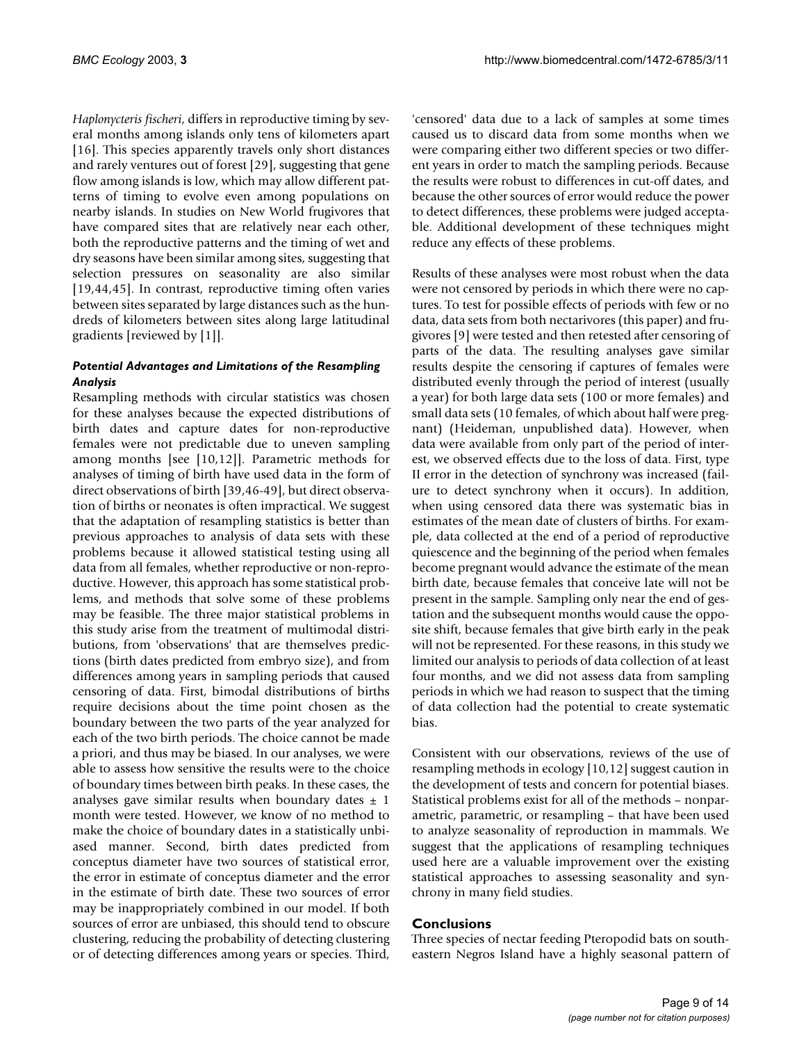*Haplonycteris fischeri*, differs in reproductive timing by several months among islands only tens of kilometers apart [16]. This species apparently travels only short distances and rarely ventures out of forest [29], suggesting that gene flow among islands is low, which may allow different patterns of timing to evolve even among populations on nearby islands. In studies on New World frugivores that have compared sites that are relatively near each other, both the reproductive patterns and the timing of wet and dry seasons have been similar among sites, suggesting that selection pressures on seasonality are also similar [19,44,45]. In contrast, reproductive timing often varies between sites separated by large distances such as the hundreds of kilometers between sites along large latitudinal gradients [reviewed by [1]].

### *Potential Advantages and Limitations of the Resampling Analysis*

Resampling methods with circular statistics was chosen for these analyses because the expected distributions of birth dates and capture dates for non-reproductive females were not predictable due to uneven sampling among months [see [10,12]]. Parametric methods for analyses of timing of birth have used data in the form of direct observations of birth [39,46-49], but direct observation of births or neonates is often impractical. We suggest that the adaptation of resampling statistics is better than previous approaches to analysis of data sets with these problems because it allowed statistical testing using all data from all females, whether reproductive or non-reproductive. However, this approach has some statistical problems, and methods that solve some of these problems may be feasible. The three major statistical problems in this study arise from the treatment of multimodal distributions, from 'observations' that are themselves predictions (birth dates predicted from embryo size), and from differences among years in sampling periods that caused censoring of data. First, bimodal distributions of births require decisions about the time point chosen as the boundary between the two parts of the year analyzed for each of the two birth periods. The choice cannot be made a priori, and thus may be biased. In our analyses, we were able to assess how sensitive the results were to the choice of boundary times between birth peaks. In these cases, the analyses gave similar results when boundary dates ± 1 month were tested. However, we know of no method to make the choice of boundary dates in a statistically unbiased manner. Second, birth dates predicted from conceptus diameter have two sources of statistical error, the error in estimate of conceptus diameter and the error in the estimate of birth date. These two sources of error may be inappropriately combined in our model. If both sources of error are unbiased, this should tend to obscure clustering, reducing the probability of detecting clustering or of detecting differences among years or species. Third, 'censored' data due to a lack of samples at some times caused us to discard data from some months when we were comparing either two different species or two different years in order to match the sampling periods. Because the results were robust to differences in cut-off dates, and because the other sources of error would reduce the power to detect differences, these problems were judged acceptable. Additional development of these techniques might reduce any effects of these problems.

Results of these analyses were most robust when the data were not censored by periods in which there were no captures. To test for possible effects of periods with few or no data, data sets from both nectarivores (this paper) and frugivores [9] were tested and then retested after censoring of parts of the data. The resulting analyses gave similar results despite the censoring if captures of females were distributed evenly through the period of interest (usually a year) for both large data sets (100 or more females) and small data sets (10 females, of which about half were pregnant) (Heideman, unpublished data). However, when data were available from only part of the period of interest, we observed effects due to the loss of data. First, type II error in the detection of synchrony was increased (failure to detect synchrony when it occurs). In addition, when using censored data there was systematic bias in estimates of the mean date of clusters of births. For example, data collected at the end of a period of reproductive quiescence and the beginning of the period when females become pregnant would advance the estimate of the mean birth date, because females that conceive late will not be present in the sample. Sampling only near the end of gestation and the subsequent months would cause the opposite shift, because females that give birth early in the peak will not be represented. For these reasons, in this study we limited our analysis to periods of data collection of at least four months, and we did not assess data from sampling periods in which we had reason to suspect that the timing of data collection had the potential to create systematic bias.

Consistent with our observations, reviews of the use of resampling methods in ecology [10,12] suggest caution in the development of tests and concern for potential biases. Statistical problems exist for all of the methods – nonparametric, parametric, or resampling – that have been used to analyze seasonality of reproduction in mammals. We suggest that the applications of resampling techniques used here are a valuable improvement over the existing statistical approaches to assessing seasonality and synchrony in many field studies.

## Conclusions

Three species of nectar feeding Pteropodid bats on southeastern Negros Island have a highly seasonal pattern of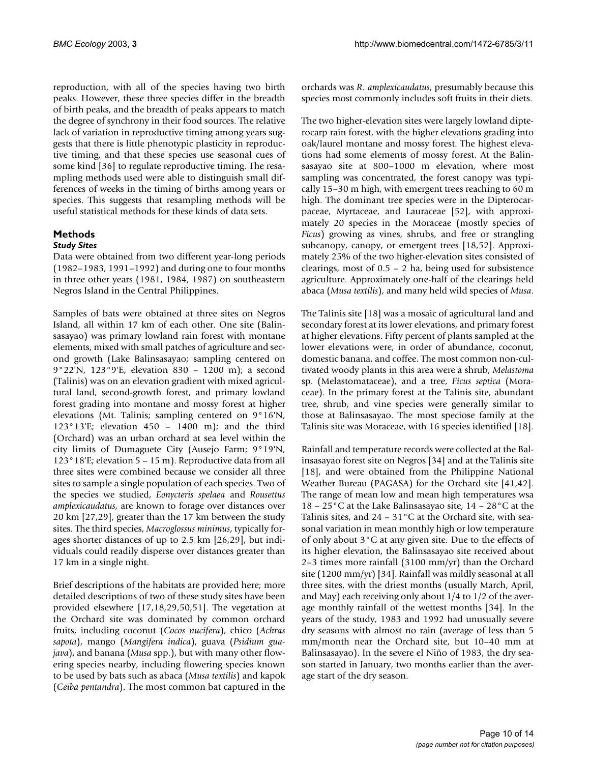reproduction, with all of the species having two birth peaks. However, these three species differ in the breadth of birth peaks, and the breadth of peaks appears to match the degree of synchrony in their food sources. The relative lack of variation in reproductive timing among years suggests that there is little phenotypic plasticity in reproductive timing, and that these species use seasonal cues of some kind [36] to regulate reproductive timing. The resampling methods used were able to distinguish small differences of weeks in the timing of births among years or species. This suggests that resampling methods will be useful statistical methods for these kinds of data sets.

## Methods

### *Study Sites*

Data were obtained from two different year-long periods (1982–1983, 1991–1992) and during one to four months in three other years (1981, 1984, 1987) on southeastern Negros Island in the Central Philippines.

Samples of bats were obtained at three sites on Negros Island, all within 17 km of each other. One site (Balinsasayao) was primary lowland rain forest with montane elements, mixed with small patches of agriculture and second growth (Lake Balinsasayao; sampling centered on 9°22'N, 123°9'E, elevation 830 – 1200 m); a second (Talinis) was on an elevation gradient with mixed agricultural land, second-growth forest, and primary lowland forest grading into montane and mossy forest at higher elevations (Mt. Talinis; sampling centered on 9°16'N, 123°13'E; elevation 450 – 1400 m); and the third (Orchard) was an urban orchard at sea level within the city limits of Dumaguete City (Ausejo Farm; 9°19'N, 123°18'E; elevation 5 – 15 m). Reproductive data from all three sites were combined because we consider all three sites to sample a single population of each species. Two of the species we studied, *Eonycteris spelaea* and *Rousettus amplexicaudatus*, are known to forage over distances over 20 km [27,29], greater than the 17 km between the study sites. The third species, *Macroglossus minimus*, typically forages shorter distances of up to 2.5 km [26,29], but individuals could readily disperse over distances greater than 17 km in a single night.

Brief descriptions of the habitats are provided here; more detailed descriptions of two of these study sites have been provided elsewhere [17,18,29,50,51]. The vegetation at the Orchard site was dominated by common orchard fruits, including coconut (*Cocos nucifera*), chico (*Achras sapota*), mango (*Mangifera indica*), guava (*Psidium guajava*), and banana (*Musa* spp.), but with many other flowering species nearby, including flowering species known to be used by bats such as abaca (*Musa textilis*) and kapok (*Ceiba pentandra*). The most common bat captured in the orchards was *R. amplexicaudatus*, presumably because this species most commonly includes soft fruits in their diets.

The two higher-elevation sites were largely lowland dipterocarp rain forest, with the higher elevations grading into oak/laurel montane and mossy forest. The highest elevations had some elements of mossy forest. At the Balinsasayao site at 800–1000 m elevation, where most sampling was concentrated, the forest canopy was typically 15–30 m high, with emergent trees reaching to 60 m high. The dominant tree species were in the Dipterocarpaceae, Myrtaceae, and Lauraceae [52], with approximately 20 species in the Moraceae (mostly species of *Ficus*) growing as vines, shrubs, and free or strangling subcanopy, canopy, or emergent trees [18,52]. Approximately 25% of the two higher-elevation sites consisted of clearings, most of 0.5 – 2 ha, being used for subsistence agriculture. Approximately one-half of the clearings held abaca (*Musa textilis*), and many held wild species of *Musa*.

The Talinis site [18] was a mosaic of agricultural land and secondary forest at its lower elevations, and primary forest at higher elevations. Fifty percent of plants sampled at the lower elevations were, in order of abundance, coconut, domestic banana, and coffee. The most common non-cultivated woody plants in this area were a shrub, *Melastoma* sp. (Melastomataceae), and a tree, *Ficus septica* (Moraceae). In the primary forest at the Talinis site, abundant tree, shrub, and vine species were generally similar to those at Balinsasayao. The most speciose family at the Talinis site was Moraceae, with 16 species identified [18].

Rainfall and temperature records were collected at the Balinsasayao forest site on Negros [34] and at the Talinis site [18], and were obtained from the Philippine National Weather Bureau (PAGASA) for the Orchard site [41,42]. The range of mean low and mean high temperatures wsa 18 – 25°C at the Lake Balinsasayao site, 14 – 28°C at the Talinis sites, and 24 – 31°C at the Orchard site, with seasonal variation in mean monthly high or low temperature of only about 3°C at any given site. Due to the effects of its higher elevation, the Balinsasayao site received about 2–3 times more rainfall (3100 mm/yr) than the Orchard site (1200 mm/yr) [34]. Rainfall was mildly seasonal at all three sites, with the driest months (usually March, April, and May) each receiving only about 1/4 to 1/2 of the average monthly rainfall of the wettest months [34]. In the years of the study, 1983 and 1992 had unusually severe dry seasons with almost no rain (average of less than 5 mm/month near the Orchard site, but 10–40 mm at Balinsasayao). In the severe el Niño of 1983, the dry season started in January, two months earlier than the average start of the dry season.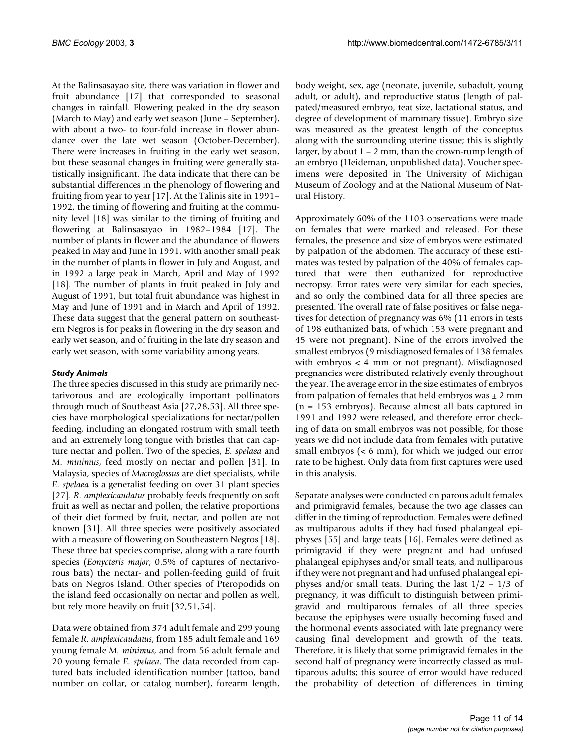At the Balinsasayao site, there was variation in flower and fruit abundance [17] that corresponded to seasonal changes in rainfall. Flowering peaked in the dry season (March to May) and early wet season (June – September), with about a two- to four-fold increase in flower abundance over the late wet season (October-December). There were increases in fruiting in the early wet season, but these seasonal changes in fruiting were generally statistically insignificant. The data indicate that there can be substantial differences in the phenology of flowering and fruiting from year to year [17]. At the Talinis site in 1991–1992, the timing of flowering and fruiting at the community level [18] was similar to the timing of fruiting and flowering at Balinsasayao in 1982–1984 [17]. The number of plants in flower and the abundance of flowers peaked in May and June in 1991, with another small peak in the number of plants in flower in July and August, and in 1992 a large peak in March, April and May of 1992 [18]. The number of plants in fruit peaked in July and August of 1991, but total fruit abundance was highest in May and June of 1991 and in March and April of 1992. These data suggest that the general pattern on southeastern Negros is for peaks in flowering in the dry season and early wet season, and of fruiting in the late dry season and early wet season, with some variability among years.

### *Study Animals*

The three species discussed in this study are primarily nectarivorous and are ecologically important pollinators through much of Southeast Asia [27,28,53]. All three species have morphological specializations for nectar/pollen feeding, including an elongated rostrum with small teeth and an extremely long tongue with bristles that can capture nectar and pollen. Two of the species, *E. spelaea* and *M. minimus*, feed mostly on nectar and pollen [31]. In Malaysia, species of *Macroglossus* are diet specialists, while *E. spelaea* is a generalist feeding on over 31 plant species [27]. *R. amplexicaudatus* probably feeds frequently on soft fruit as well as nectar and pollen; the relative proportions of their diet formed by fruit, nectar, and pollen are not known [31]. All three species were positively associated with a measure of flowering on Southeastern Negros [18]. These three bat species comprise, along with a rare fourth species (*Eonycteris major*; 0.5% of captures of nectarivorous bats) the nectar- and pollen-feeding guild of fruit bats on Negros Island. Other species of Pteropodids on the island feed occasionally on nectar and pollen as well, but rely more heavily on fruit [32,51,54].

Data were obtained from 374 adult female and 299 young female *R. amplexicaudatus*, from 185 adult female and 169 young female *M. minimus*, and from 56 adult female and 20 young female *E. spelaea*. The data recorded from captured bats included identification number (tattoo, band number on collar, or catalog number), forearm length, body weight, sex, age (neonate, juvenile, subadult, young adult, or adult), and reproductive status (length of palpated/measured embryo, teat size, lactational status, and degree of development of mammary tissue). Embryo size was measured as the greatest length of the conceptus along with the surrounding uterine tissue; this is slightly larger, by about 1 – 2 mm, than the crown-rump length of an embryo (Heideman, unpublished data). Voucher specimens were deposited in The University of Michigan Museum of Zoology and at the National Museum of Natural History.

Approximately 60% of the 1103 observations were made on females that were marked and released. For these females, the presence and size of embryos were estimated by palpation of the abdomen. The accuracy of these estimates was tested by palpation of the 40% of females captured that were then euthanized for reproductive necropsy. Error rates were very similar for each species, and so only the combined data for all three species are presented. The overall rate of false positives or false negatives for detection of pregnancy was 6% (11 errors in tests of 198 euthanized bats, of which 153 were pregnant and 45 were not pregnant). Nine of the errors involved the smallest embryos (9 misdiagnosed females of 138 females with embryos < 4 mm or not pregnant). Misdiagnosed pregnancies were distributed relatively evenly throughout the year. The average error in the size estimates of embryos from palpation of females that held embryos was ± 2 mm (n = 153 embryos). Because almost all bats captured in 1991 and 1992 were released, and therefore error checking of data on small embryos was not possible, for those years we did not include data from females with putative small embryos (< 6 mm), for which we judged our error rate to be highest. Only data from first captures were used in this analysis.

Separate analyses were conducted on parous adult females and primigravid females, because the two age classes can differ in the timing of reproduction. Females were defined as multiparous adults if they had fused phalangeal epiphyses [55] and large teats [16]. Females were defined as primigravid if they were pregnant and had unfused phalangeal epiphyses and/or small teats, and nulliparous if they were not pregnant and had unfused phalangeal epiphyses and/or small teats. During the last 1/2 – 1/3 of pregnancy, it was difficult to distinguish between primigravid and multiparous females of all three species because the epiphyses were usually becoming fused and the hormonal events associated with late pregnancy were causing final development and growth of the teats. Therefore, it is likely that some primigravid females in the second half of pregnancy were incorrectly classed as multiparous adults; this source of error would have reduced the probability of detection of differences in timing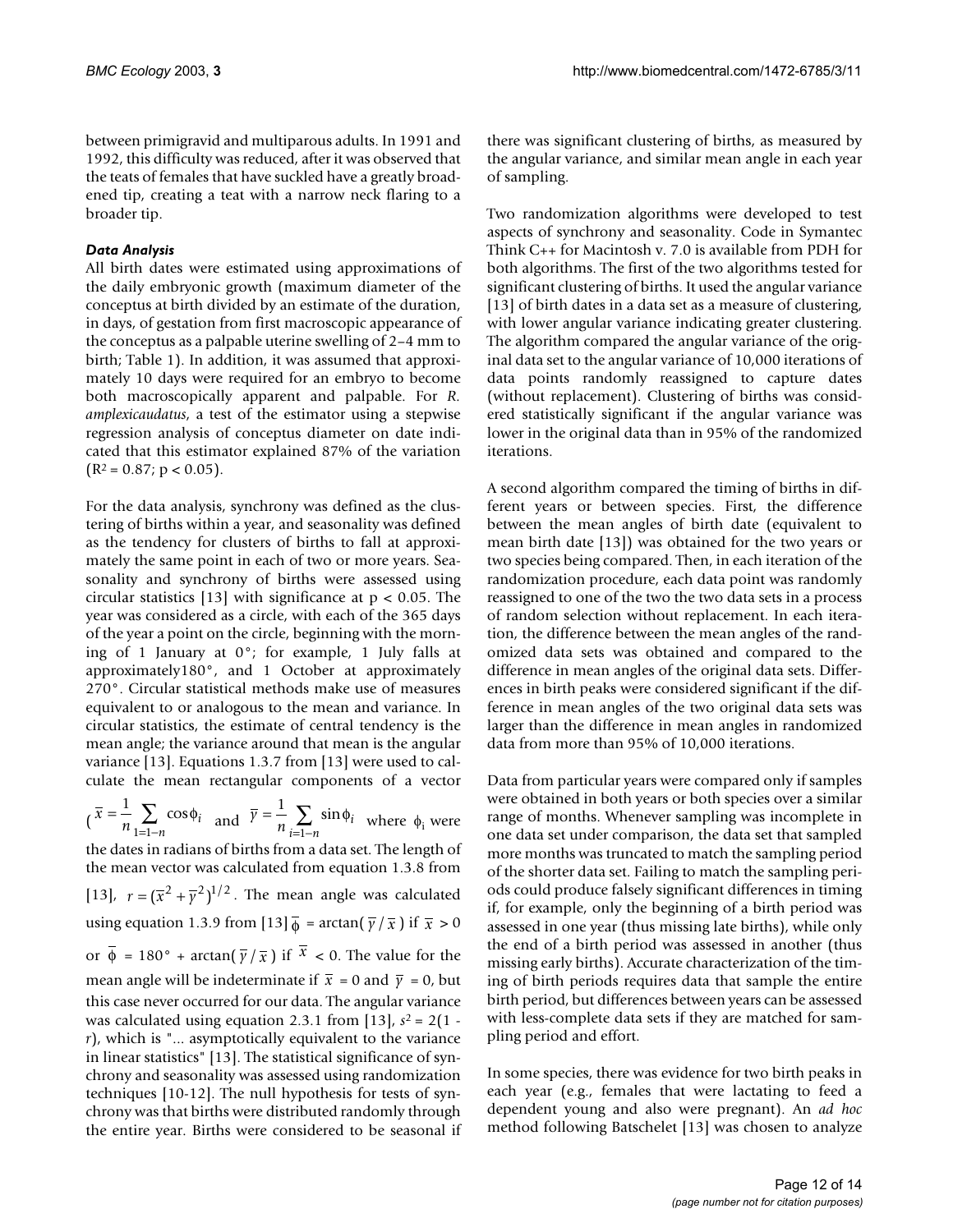between primigravid and multiparous adults. In 1991 and 1992, this difficulty was reduced, after it was observed that the teats of females that have suckled have a greatly broadened tip, creating a teat with a narrow neck flaring to a broader tip.

### *Data Analysis*

All birth dates were estimated using approximations of the daily embryonic growth (maximum diameter of the conceptus at birth divided by an estimate of the duration, in days, of gestation from first macroscopic appearance of the conceptus as a palpable uterine swelling of 2–4 mm to birth; Table 1). In addition, it was assumed that approximately 10 days were required for an embryo to become both macroscopically apparent and palpable. For *R. amplexicaudatus*, a test of the estimator using a stepwise regression analysis of conceptus diameter on date indicated that this estimator explained 87% of the variation ($R^2 = 0.87$; $p < 0.05$).

For the data analysis, synchrony was defined as the clustering of births within a year, and seasonality was defined as the tendency for clusters of births to fall at approximately the same point in each of two or more years. Seasonality and synchrony of births were assessed using circular statistics [13] with significance at $p < 0.05$. The year was considered as a circle, with each of the 365 days of the year a point on the circle, beginning with the morning of 1 January at 0°; for example, 1 July falls at approximately180°, and 1 October at approximately 270°. Circular statistical methods make use of measures equivalent to or analogous to the mean and variance. In circular statistics, the estimate of central tendency is the mean angle; the variance around that mean is the angular variance [13]. Equations 1.3.7 from [13] were used to calculate the mean rectangular components of a vector ($\bar{x} = \frac{1}{n}\sum_{1=1-n} \cos\phi_i$ and $\bar{y} = \frac{1}{n}\sum_{i=1-n} \sin\phi_i$ where $\phi_i$ were the dates in radians of births from a data set. The length of the mean vector was calculated from equation 1.3.8 from [13], $r = (\bar{x}^2 + \bar{y}^2)^{1/2}$. The mean angle was calculated using equation 1.3.9 from [13] $\bar{\phi} = \arctan(\bar{y}/\bar{x})$ if $\bar{x} > 0$ or $\bar{\phi} = 180° + \arctan(\bar{y}/\bar{x})$ if $\bar{x} < 0$. The value for the mean angle will be indeterminate if $\bar{x} = 0$ and $\bar{y} = 0$, but this case never occurred for our data. The angular variance was calculated using equation 2.3.1 from [13], $s^2 = 2(1 - r)$, which is "... asymptotically equivalent to the variance in linear statistics" [13]. The statistical significance of synchrony and seasonality was assessed using randomization techniques [10-12]. The null hypothesis for tests of synchrony was that births were distributed randomly through the entire year. Births were considered to be seasonal if there was significant clustering of births, as measured by the angular variance, and similar mean angle in each year of sampling.

Two randomization algorithms were developed to test aspects of synchrony and seasonality. Code in Symantec Think C++ for Macintosh v. 7.0 is available from PDH for both algorithms. The first of the two algorithms tested for significant clustering of births. It used the angular variance [13] of birth dates in a data set as a measure of clustering, with lower angular variance indicating greater clustering. The algorithm compared the angular variance of the original data set to the angular variance of 10,000 iterations of data points randomly reassigned to capture dates (without replacement). Clustering of births was considered statistically significant if the angular variance was lower in the original data than in 95% of the randomized iterations.

A second algorithm compared the timing of births in different years or between species. First, the difference between the mean angles of birth date (equivalent to mean birth date [13]) was obtained for the two years or two species being compared. Then, in each iteration of the randomization procedure, each data point was randomly reassigned to one of the two the two data sets in a process of random selection without replacement. In each iteration, the difference between the mean angles of the randomized data sets was obtained and compared to the difference in mean angles of the original data sets. Differences in birth peaks were considered significant if the difference in mean angles of the two original data sets was larger than the difference in mean angles in randomized data from more than 95% of 10,000 iterations.

Data from particular years were compared only if samples were obtained in both years or both species over a similar range of months. Whenever sampling was incomplete in one data set under comparison, the data set that sampled more months was truncated to match the sampling period of the shorter data set. Failing to match the sampling periods could produce falsely significant differences in timing if, for example, only the beginning of a birth period was assessed in one year (thus missing late births), while only the end of a birth period was assessed in another (thus missing early births). Accurate characterization of the timing of birth periods requires data that sample the entire birth period, but differences between years can be assessed with less-complete data sets if they are matched for sampling period and effort.

In some species, there was evidence for two birth peaks in each year (e.g., females that were lactating to feed a dependent young and also were pregnant). An *ad hoc* method following Batschelet [13] was chosen to analyze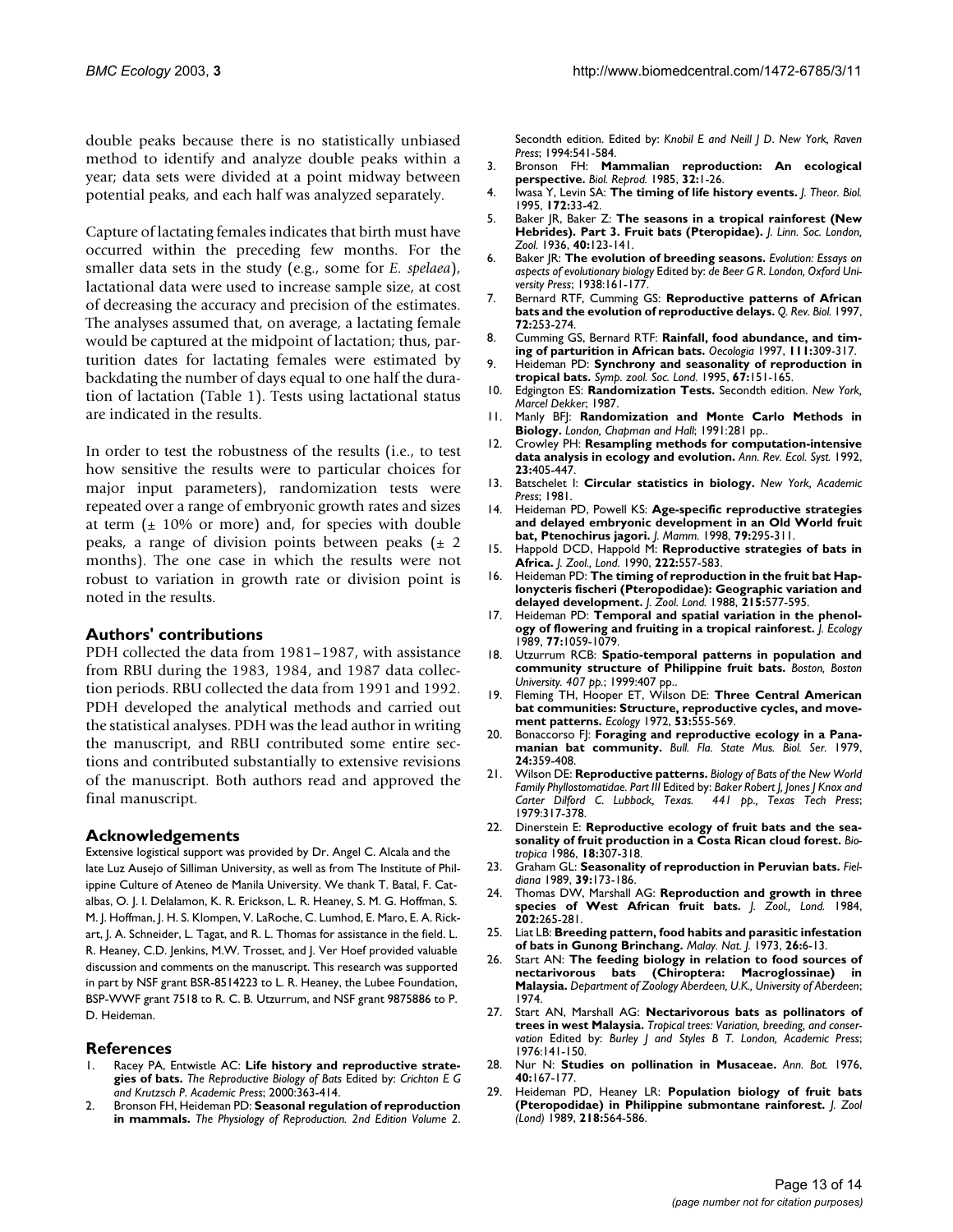double peaks because there is no statistically unbiased method to identify and analyze double peaks within a year; data sets were divided at a point midway between potential peaks, and each half was analyzed separately.

Capture of lactating females indicates that birth must have occurred within the preceding few months. For the smaller data sets in the study (e.g., some for *E. spelaea*), lactational data were used to increase sample size, at cost of decreasing the accuracy and precision of the estimates. The analyses assumed that, on average, a lactating female would be captured at the midpoint of lactation; thus, parturition dates for lactating females were estimated by backdating the number of days equal to one half the duration of lactation (Table 1). Tests using lactational status are indicated in the results.

In order to test the robustness of the results (i.e., to test how sensitive the results were to particular choices for major input parameters), randomization tests were repeated over a range of embryonic growth rates and sizes at term (± 10% or more) and, for species with double peaks, a range of division points between peaks (± 2 months). The one case in which the results were not robust to variation in growth rate or division point is noted in the results.

## Authors' contributions

PDH collected the data from 1981–1987, with assistance from RBU during the 1983, 1984, and 1987 data collection periods. RBU collected the data from 1991 and 1992. PDH developed the analytical methods and carried out the statistical analyses. PDH was the lead author in writing the manuscript, and RBU contributed some entire sections and contributed substantially to extensive revisions of the manuscript. Both authors read and approved the final manuscript.

## Acknowledgements

Extensive logistical support was provided by Dr. Angel C. Alcala and the late Luz Ausejo of Silliman University, as well as from The Institute of Philippine Culture of Ateneo de Manila University. We thank T. Batal, F. Catalbas, O. J. I. Delalamon, K. R. Erickson, L. R. Heaney, S. M. G. Hoffman, S. M. J. Hoffman, J. H. S. Klompen, V. LaRoche, C. Lumhod, E. Maro, E. A. Rickart, J. A. Schneider, L. Tagat, and R. L. Thomas for assistance in the field. L. R. Heaney, C.D. Jenkins, M.W. Trosset, and J. Ver Hoef provided valuable discussion and comments on the manuscript. This research was supported in part by NSF grant BSR-8514223 to L. R. Heaney, the Lubee Foundation, BSP-WWF grant 7518 to R. C. B. Utzurrum, and NSF grant 9875886 to P. D. Heideman.

## References

1. Racey PA, Entwistle AC: **Life history and reproductive strategies of bats.** *The Reproductive Biology of Bats* Edited by: *Crichton E G and Krutzsch P. Academic Press*; 2000:363-414.
2. Bronson FH, Heideman PD: **Seasonal regulation of reproduction in mammals.** *The Physiology of Reproduction. 2nd Edition Volume 2. Secondth edition.* Edited by: *Knobil E and Neill J D. New York, Raven Press*; 1994:541-584.
3. Bronson FH: **Mammalian reproduction: An ecological perspective.** *Biol. Reprod.* 1985, **32:**1-26.
4. Iwasa Y, Levin SA: **The timing of life history events.** *J. Theor. Biol.* 1995, **172:**33-42.
5. Baker JR, Baker Z: **The seasons in a tropical rainforest (New Hebrides). Part 3. Fruit bats (Pteropidae).** *J. Linn. Soc. London, Zool.* 1936, **40:**123-141.
6. Baker JR: **The evolution of breeding seasons.** *Evolution: Essays on aspects of evolutionary biology* Edited by: *de Beer G R. London, Oxford University Press*; 1938:161-177.
7. Bernard RTF, Cumming GS: **Reproductive patterns of African bats and the evolution of reproductive delays.** *Q. Rev. Biol.* 1997, **72:**253-274.
8. Cumming GS, Bernard RTF: **Rainfall, food abundance, and timing of parturition in African bats.** *Oecologia* 1997, **111:**309-317.
9. Heideman PD: **Synchrony and seasonality of reproduction in tropical bats.** *Symp. zool. Soc. Lond.* 1995, **67:**151-165.
10. Edgington ES: **Randomization Tests.** *Secondth edition. New York, Marcel Dekker*; 1987.
11. Manly BFJ: **Randomization and Monte Carlo Methods in Biology.** *London, Chapman and Hall*; 1991:281 pp..
12. Crowley PH: **Resampling methods for computation-intensive data analysis in ecology and evolution.** *Ann. Rev. Ecol. Syst.* 1992, **23:**405-447.
13. Batschelet I: **Circular statistics in biology.** *New York, Academic Press*; 1981.
14. Heideman PD, Powell KS: **Age-specific reproductive strategies and delayed embryonic development in an Old World fruit bat, Ptenochirus jagori.** *J. Mamm.* 1998, **79:**295-311.
15. Happold DCD, Happold M: **Reproductive strategies of bats in Africa.** *J. Zool., Lond.* 1990, **222:**557-583.
16. Heideman PD: **The timing of reproduction in the fruit bat Haplonycteris fischeri (Pteropodidae): Geographic variation and delayed development.** *J. Zool. Lond.* 1988, **215:**577-595.
17. Heideman PD: **Temporal and spatial variation in the phenology of flowering and fruiting in a tropical rainforest.** *J. Ecology* 1989, **77:**1059-1079.
18. Utzurrum RCB: **Spatio-temporal patterns in population and community structure of Philippine fruit bats.** *Boston, Boston University. 407 pp.*; 1999:407 pp..
19. Fleming TH, Hooper ET, Wilson DE: **Three Central American bat communities: Structure, reproductive cycles, and movement patterns.** *Ecology* 1972, **53:**555-569.
20. Bonaccorso FJ: **Foraging and reproductive ecology in a Panamanian bat community.** *Bull. Fla. State Mus. Biol. Ser.* 1979, **24:**359-408.
21. Wilson DE: **Reproductive patterns.** *Biology of Bats of the New World Family Phyllostomatidae. Part III* Edited by: *Baker Robert J, Jones J Knox and Carter Dilford C. Lubbock, Texas. 441 pp., Texas Tech Press*; 1979:317-378.
22. Dinerstein E: **Reproductive ecology of fruit bats and the seasonality of fruit production in a Costa Rican cloud forest.** *Biotropica* 1986, **18:**307-318.
23. Graham GL: **Seasonality of reproduction in Peruvian bats.** *Fieldiana* 1989, **39:**173-186.
24. Thomas DW, Marshall AG: **Reproduction and growth in three species of West African fruit bats.** *J. Zool., Lond.* 1984, **202:**265-281.
25. Liat LB: **Breeding pattern, food habits and parasitic infestation of bats in Gunong Brinchang.** *Malay. Nat. J.* 1973, **26:**6-13.
26. Start AN: **The feeding biology in relation to food sources of nectarivorous bats (Chiroptera: Macroglossinae) in Malaysia.** *Department of Zoology Aberdeen, U.K., University of Aberdeen*; 1974.
27. Start AN, Marshall AG: **Nectarivorous bats as pollinators of trees in west Malaysia.** *Tropical trees: Variation, breeding, and conservation* Edited by: *Burley J and Styles B T. London, Academic Press*; 1976:141-150.
28. Nur N: **Studies on pollination in Musaceae.** *Ann. Bot.* 1976, **40:**167-177.
29. Heideman PD, Heaney LR: **Population biology of fruit bats (Pteropodidae) in Philippine submontane rainforest.** *J. Zool (Lond)* 1989, **218:**564-586.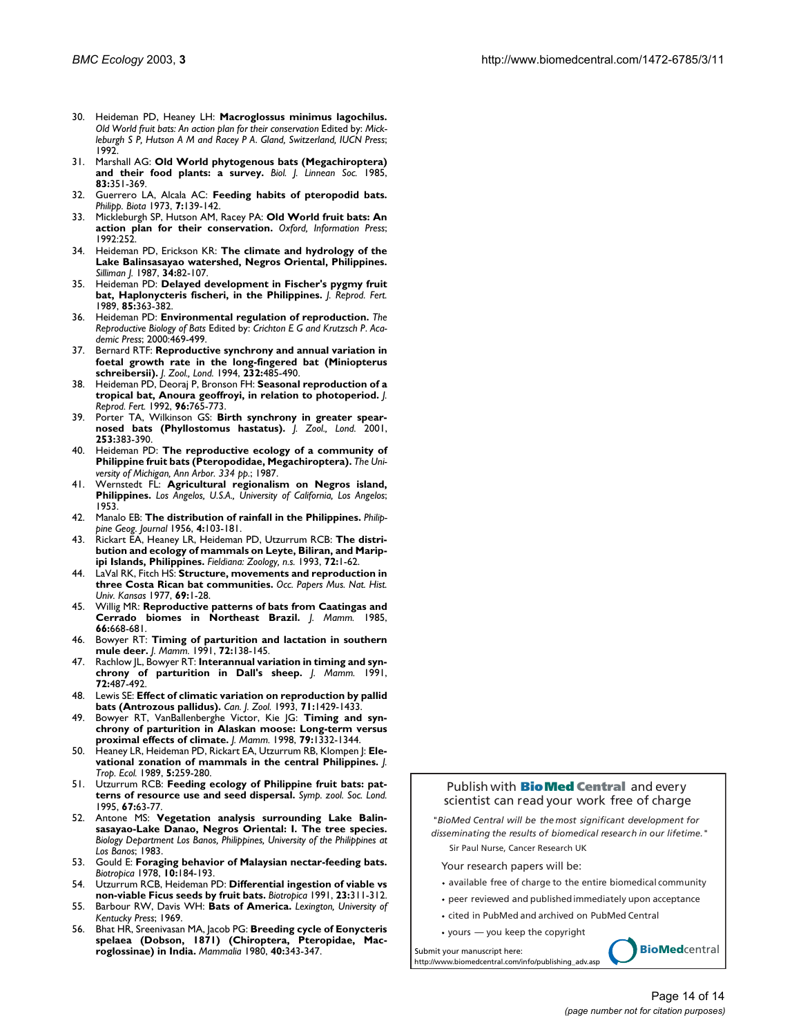30. Heideman PD, Heaney LH: **Macroglossus minimus lagochilus.** *Old World fruit bats: An action plan for their conservation* Edited by: *Mickleburgh S P, Hutson A M and Racey P A. Gland, Switzerland, IUCN Press*; 1992.
31. Marshall AG: **Old World phytogenous bats (Megachiroptera) and their food plants: a survey.** *Biol. J. Linnean Soc.* 1985, **83:**351-369.
32. Guerrero LA, Alcala AC: **Feeding habits of pteropodid bats.** *Philipp. Biota* 1973, **7:**139-142.
33. Mickleburgh SP, Hutson AM, Racey PA: **Old World fruit bats: An action plan for their conservation.** *Oxford, Information Press*; 1992:252.
34. Heideman PD, Erickson KR: **The climate and hydrology of the Lake Balinsasayao watershed, Negros Oriental, Philippines.** *Silliman J.* 1987, **34:**82-107.
35. Heideman PD: **Delayed development in Fischer's pygmy fruit bat, Haplonycteris fischeri, in the Philippines.** *J. Reprod. Fert.* 1989, **85:**363-382.
36. Heideman PD: **Environmental regulation of reproduction.** *The Reproductive Biology of Bats* Edited by: *Crichton E G and Krutzsch P. Academic Press*; 2000:469-499.
37. Bernard RTF: **Reproductive synchrony and annual variation in foetal growth rate in the long-fingered bat (Miniopterus schreibersii).** *J. Zool., Lond.* 1994, **232:**485-490.
38. Heideman PD, Deoraj P, Bronson FH: **Seasonal reproduction of a tropical bat, Anoura geoffroyi, in relation to photoperiod.** *J. Reprod. Fert.* 1992, **96:**765-773.
39. Porter TA, Wilkinson GS: **Birth synchrony in greater spear-nosed bats (Phyllostomus hastatus).** *J. Zool., Lond.* 2001, **253:**383-390.
40. Heideman PD: **The reproductive ecology of a community of Philippine fruit bats (Pteropodidae, Megachiroptera).** *The University of Michigan, Ann Arbor. 334 pp.*; 1987.
41. Wernstedt FL: **Agricultural regionalism on Negros island, Philippines.** *Los Angelos, U.S.A., University of California, Los Angelos*; 1953.
42. Manalo EB: **The distribution of rainfall in the Philippines.** *Philippine Geog. Journal* 1956, **4:**103-181.
43. Rickart EA, Heaney LR, Heideman PD, Utzurrum RCB: **The distribution and ecology of mammals on Leyte, Biliran, and Maripipi Islands, Philippines.** *Fieldiana: Zoology, n.s.* 1993, **72:**1-62.
44. LaVal RK, Fitch HS: **Structure, movements and reproduction in three Costa Rican bat communities.** *Occ. Papers Mus. Nat. Hist. Univ. Kansas* 1977, **69:**1-28.
45. Willig MR: **Reproductive patterns of bats from Caatingas and Cerrado biomes in Northeast Brazil.** *J. Mamm.* 1985, **66:**668-681.
46. Bowyer RT: **Timing of parturition and lactation in southern mule deer.** *J. Mamm.* 1991, **72:**138-145.
47. Rachlow JL, Bowyer RT: **Interannual variation in timing and synchrony of parturition in Dall's sheep.** *J. Mamm.* 1991, **72:**487-492.
48. Lewis SE: **Effect of climatic variation on reproduction by pallid bats (Antrozous pallidus).** *Can. J. Zool.* 1993, **71:**1429-1433.
49. Bowyer RT, VanBallenberghe Victor, Kie JG: **Timing and synchrony of parturition in Alaskan moose: Long-term versus proximal effects of climate.** *J. Mamm.* 1998, **79:**1332-1344.
50. Heaney LR, Heideman PD, Rickart EA, Utzurrum RB, Klompen J: **Elevational zonation of mammals in the central Philippines.** *J. Trop. Ecol.* 1989, **5:**259-280.
51. Utzurrum RCB: **Feeding ecology of Philippine fruit bats: patterns of resource use and seed dispersal.** *Symp. zool. Soc. Lond.* 1995, **67:**63-77.
52. Antone MS: **Vegetation analysis surrounding Lake Balinsasayao-Lake Danao, Negros Oriental: I. The tree species.** *Biology Department Los Banos, Philippines, University of the Philippines at Los Banos*; 1983.
53. Gould E: **Foraging behavior of Malaysian nectar-feeding bats.** *Biotropica* 1978, **10:**184-193.
54. Utzurrum RCB, Heideman PD: **Differential ingestion of viable vs non-viable Ficus seeds by fruit bats.** *Biotropica* 1991, **23:**311-312.
55. Barbour RW, Davis WH: **Bats of America.** *Lexington, University of Kentucky Press*; 1969.
56. Bhat HR, Sreenivasan MA, Jacob PG: **Breeding cycle of Eonycteris spelaea (Dobson, 1871) (Chiroptera, Pteropidae, Macroglossinae) in India.** *Mammalia* 1980, **40:**343-347.

Publish with **BioMed Central** and every scientist can read your work free of charge

*"BioMed Central will be the most significant development for disseminating the results of biomedical research in our lifetime."*
Sir Paul Nurse, Cancer Research UK

Your research papers will be:

- available free of charge to the entire biomedical community
- peer reviewed and published immediately upon acceptance
- cited in PubMed and archived on PubMed Central
- yours — you keep the copyright

Submit your manuscript here:
http://www.biomedcentral.com/info/publishing_adv.asp

**BioMed**central